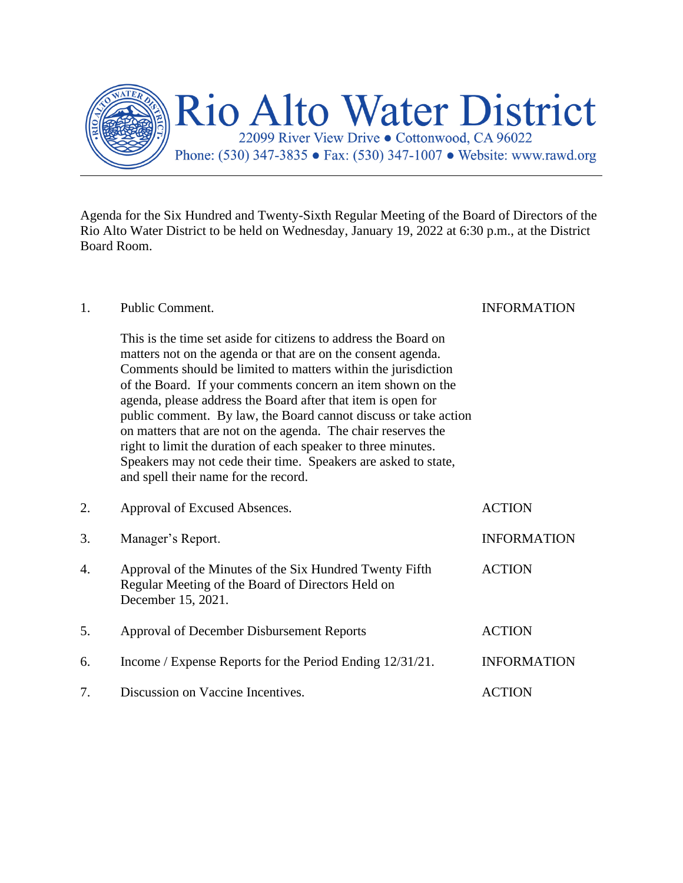# Rio Alto Water District

22099 River View Drive ● Cottonwood, CA 96022

Phone: (530) 347-3835 ● Fax: (530) 347-1007 ● Website: www.rawd.org

---

Agenda for the Six Hundred and Twenty-Sixth Regular Meeting of the Board of Directors of the Rio Alto Water District to be held on Wednesday, January 19, 2022 at 6:30 p.m., at the District Board Room.

| | | |
|---|---|---|
| 1. | Public Comment.<br><br>This is the time set aside for citizens to address the Board on matters not on the agenda or that are on the consent agenda. Comments should be limited to matters within the jurisdiction of the Board. If your comments concern an item shown on the agenda, please address the Board after that item is open for public comment. By law, the Board cannot discuss or take action on matters that are not on the agenda. The chair reserves the right to limit the duration of each speaker to three minutes. Speakers may not cede their time. Speakers are asked to state, and spell their name for the record. | INFORMATION |
| 2. | Approval of Excused Absences. | ACTION |
| 3. | Manager's Report. | INFORMATION |
| 4. | Approval of the Minutes of the Six Hundred Twenty Fifth Regular Meeting of the Board of Directors Held on December 15, 2021. | ACTION |
| 5. | Approval of December Disbursement Reports | ACTION |
| 6. | Income / Expense Reports for the Period Ending 12/31/21. | INFORMATION |
| 7. | Discussion on Vaccine Incentives. | ACTION |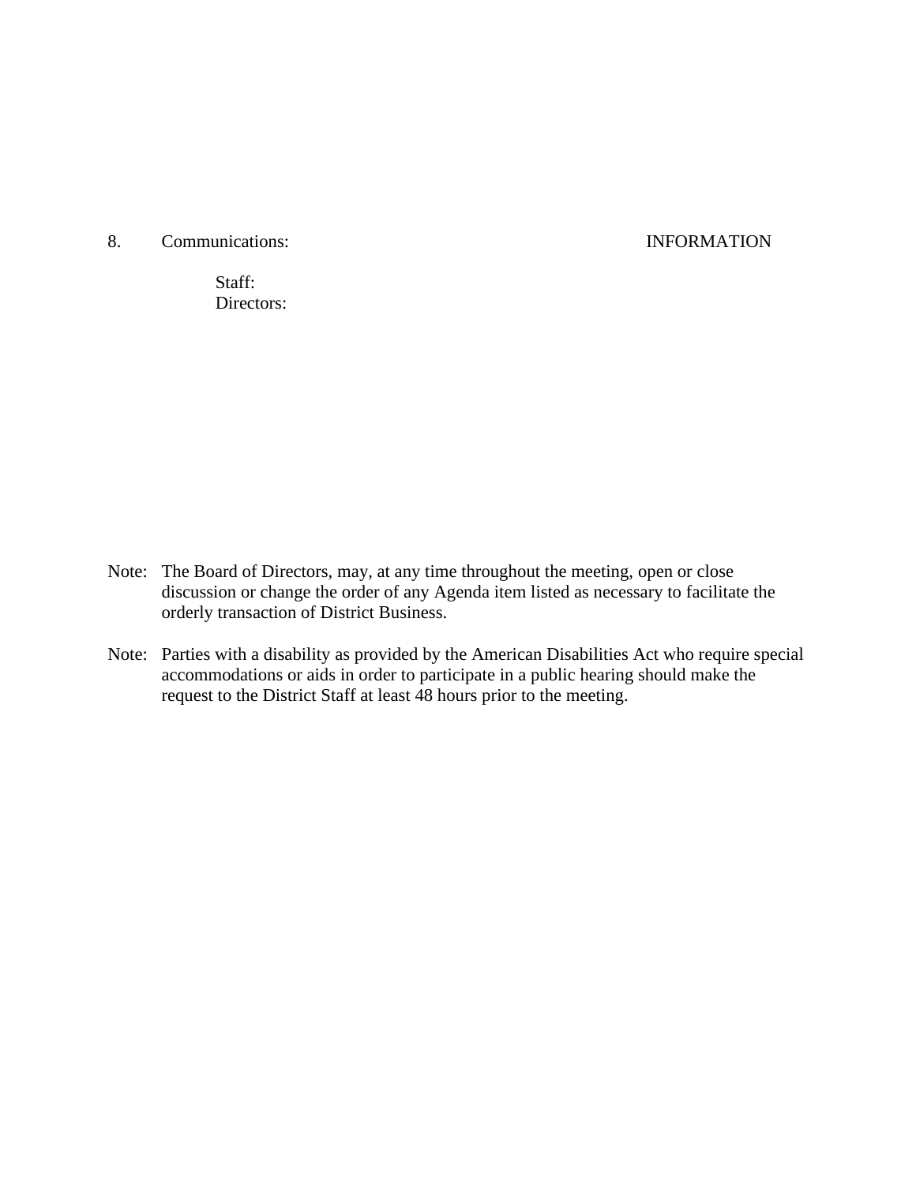8. Communications: INFORMATION

Staff:
Directors:

Note: The Board of Directors, may, at any time throughout the meeting, open or close discussion or change the order of any Agenda item listed as necessary to facilitate the orderly transaction of District Business.

Note: Parties with a disability as provided by the American Disabilities Act who require special accommodations or aids in order to participate in a public hearing should make the request to the District Staff at least 48 hours prior to the meeting.